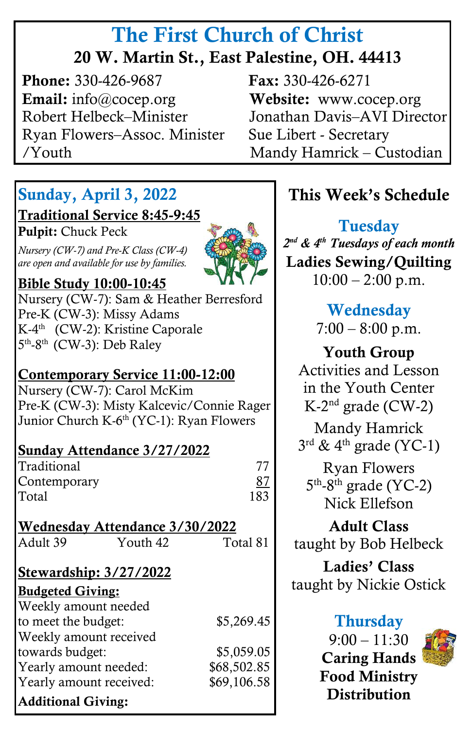# The First Church of Christ

**20 W. Martin St., East Palestine, OH. 44413**

**Phone:** 330-426-9687
**Email:** info@cocep.org
Robert Helbeck–Minister
Ryan Flowers–Assoc. Minister /Youth

**Fax:** 330-426-6271
**Website:** www.cocep.org
Jonathan Davis–AVI Director
Sue Libert - Secretary
Mandy Hamrick – Custodian

## Sunday, April 3, 2022

**Traditional Service 8:45-9:45**

**Pulpit:** Chuck Peck

*Nursery (CW-7) and Pre-K Class (CW-4) are open and available for use by families.*

**Bible Study 10:00-10:45**

Nursery (CW-7): Sam & Heather Berresford
Pre-K (CW-3): Missy Adams
K-4th (CW-2): Kristine Caporale
5th-8th (CW-3): Deb Raley

**Contemporary Service 11:00-12:00**

Nursery (CW-7): Carol McKim
Pre-K (CW-3): Misty Kalcevic/Connie Rager
Junior Church K-6th (YC-1): Ryan Flowers

**Sunday Attendance 3/27/2022**

| | |
|---|---|
| Traditional | 77 |
| Contemporary | 87 |
| Total | 183 |

**Wednesday Attendance 3/30/2022**

Adult 39 Youth 42 Total 81

**Stewardship: 3/27/2022**

**Budgeted Giving:**

| | |
|---|---|
| Weekly amount needed to meet the budget: | $5,269.45 |
| Weekly amount received towards budget: | $5,059.05 |
| Yearly amount needed: | $68,502.85 |
| Yearly amount received: | $69,106.58 |

**Additional Giving:**

## This Week's Schedule

### Tuesday

***2nd & 4th Tuesdays of each month***

**Ladies Sewing/Quilting**
10:00 – 2:00 p.m.

### Wednesday

7:00 – 8:00 p.m.

**Youth Group**
Activities and Lesson in the Youth Center

K-2nd grade (CW-2)
Mandy Hamrick

3rd & 4th grade (YC-1)
Ryan Flowers

5th-8th grade (YC-2)
Nick Ellefson

**Adult Class**
taught by Bob Helbeck

**Ladies' Class**
taught by Nickie Ostick

### Thursday

9:00 – 11:30
**Caring Hands Food Ministry Distribution**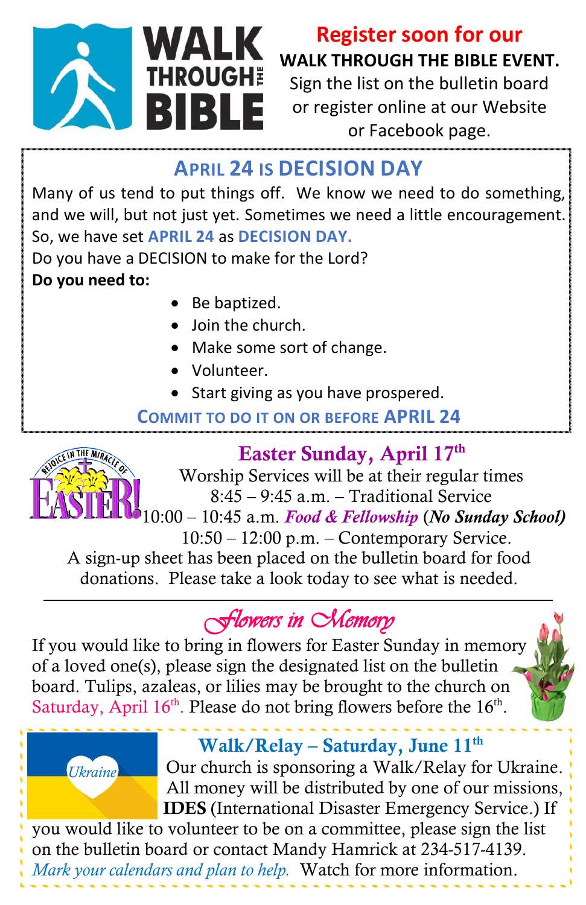**Register soon for our**
**WALK THROUGH THE BIBLE EVENT.**
Sign the list on the bulletin board or register online at our Website or Facebook page.

## APRIL 24 IS DECISION DAY

Many of us tend to put things off. We know we need to do something, and we will, but not just yet. Sometimes we need a little encouragement. So, we have set **APRIL 24** as **DECISION DAY.**

Do you have a DECISION to make for the Lord?

**Do you need to:**

- Be baptized.
- Join the church.
- Make some sort of change.
- Volunteer.
- Start giving as you have prospered.

**COMMIT TO DO IT ON OR BEFORE APRIL 24**

## Easter Sunday, April 17th

Worship Services will be at their regular times
8:45 – 9:45 a.m. – Traditional Service
10:00 – 10:45 a.m. ***Food & Fellowship*** (***No Sunday School)***
10:50 – 12:00 p.m. – Contemporary Service.

A sign-up sheet has been placed on the bulletin board for food donations. Please take a look today to see what is needed.

## *Flowers in Memory*

If you would like to bring in flowers for Easter Sunday in memory of a loved one(s), please sign the designated list on the bulletin board. Tulips, azaleas, or lilies may be brought to the church on Saturday, April 16th. Please do not bring flowers before the 16th.

## Walk/Relay – Saturday, June 11th

Our church is sponsoring a Walk/Relay for Ukraine. All money will be distributed by one of our missions, **IDES** (International Disaster Emergency Service.) If you would like to volunteer to be on a committee, please sign the list on the bulletin board or contact Mandy Hamrick at 234-517-4139. *Mark your calendars and plan to help.* Watch for more information.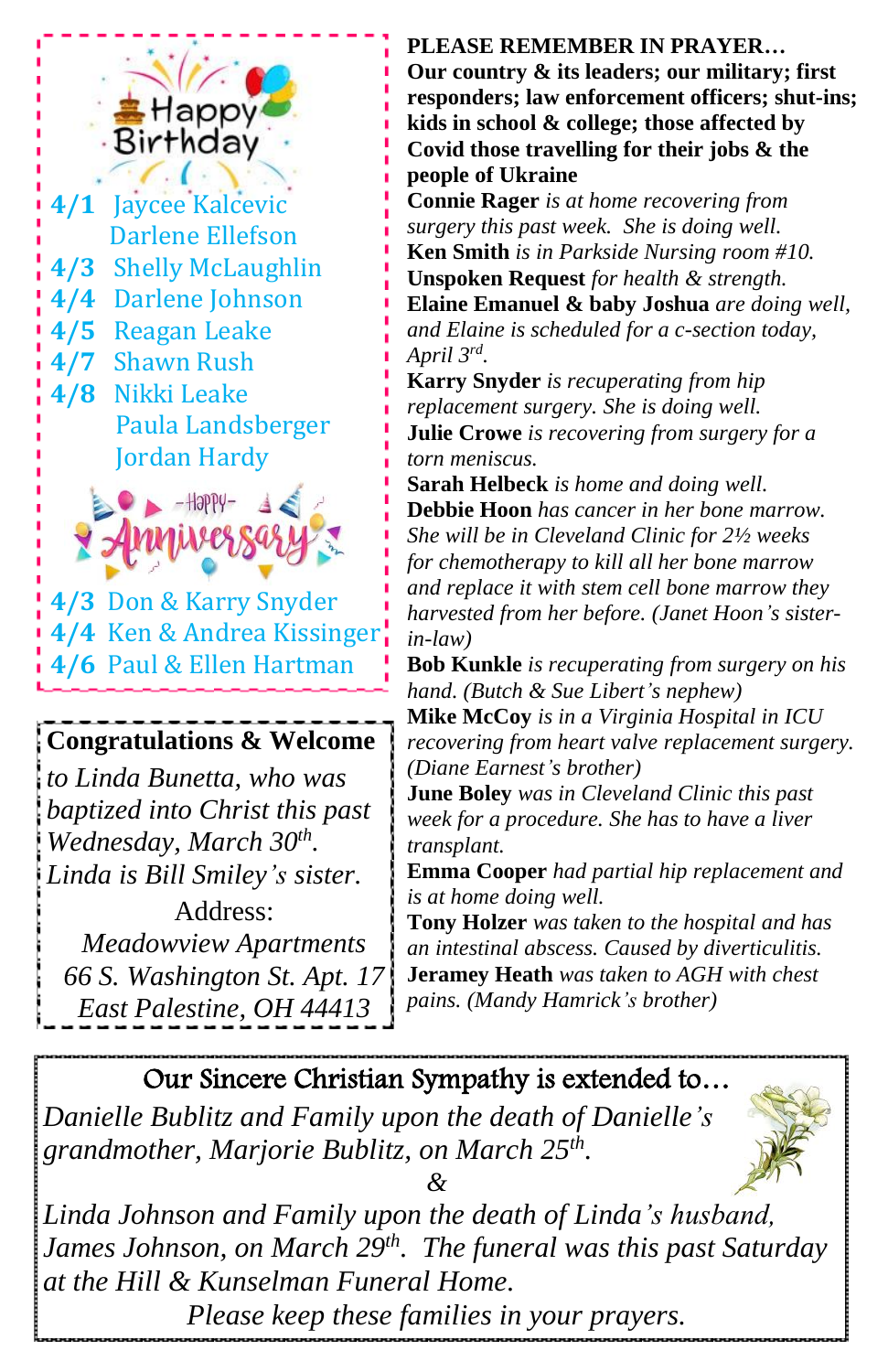## Happy Birthday

**4/1** Jaycee Kalcevic
Darlene Ellefson
**4/3** Shelly McLaughlin
**4/4** Darlene Johnson
**4/5** Reagan Leake
**4/7** Shawn Rush
**4/8** Nikki Leake
Paula Landsberger
Jordan Hardy

## Happy Anniversary

**4/3** Don & Karry Snyder
**4/4** Ken & Andrea Kissinger
**4/6** Paul & Ellen Hartman

**Congratulations & Welcome**

*to Linda Bunetta, who was baptized into Christ this past Wednesday, March 30th. Linda is Bill Smiley's sister.*

Address:
*Meadowview Apartments*
*66 S. Washington St. Apt. 17*
*East Palestine, OH 44413*

**PLEASE REMEMBER IN PRAYER…**
**Our country & its leaders; our military; first responders; law enforcement officers; shut-ins; kids in school & college; those affected by Covid those travelling for their jobs & the people of Ukraine**

**Connie Rager** *is at home recovering from surgery this past week. She is doing well.*
**Ken Smith** *is in Parkside Nursing room #10.*
**Unspoken Request** *for health & strength.*
**Elaine Emanuel & baby Joshua** *are doing well, and Elaine is scheduled for a c-section today, April 3rd.*
**Karry Snyder** *is recuperating from hip replacement surgery. She is doing well.*
**Julie Crowe** *is recovering from surgery for a torn meniscus.*
**Sarah Helbeck** *is home and doing well.*
**Debbie Hoon** *has cancer in her bone marrow. She will be in Cleveland Clinic for 2½ weeks for chemotherapy to kill all her bone marrow and replace it with stem cell bone marrow they harvested from her before. (Janet Hoon's sister-in-law)*
**Bob Kunkle** *is recuperating from surgery on his hand. (Butch & Sue Libert's nephew)*
**Mike McCoy** *is in a Virginia Hospital in ICU recovering from heart valve replacement surgery. (Diane Earnest's brother)*
**June Boley** *was in Cleveland Clinic this past week for a procedure. She has to have a liver transplant.*
**Emma Cooper** *had partial hip replacement and is at home doing well.*
**Tony Holzer** *was taken to the hospital and has an intestinal abscess. Caused by diverticulitis.*
**Jeramey Heath** *was taken to AGH with chest pains. (Mandy Hamrick's brother)*

### Our Sincere Christian Sympathy is extended to…

*Danielle Bublitz and Family upon the death of Danielle's grandmother, Marjorie Bublitz, on March 25th.*

*&*

*Linda Johnson and Family upon the death of Linda's husband, James Johnson, on March 29th. The funeral was this past Saturday at the Hill & Kunselman Funeral Home.*

*Please keep these families in your prayers.*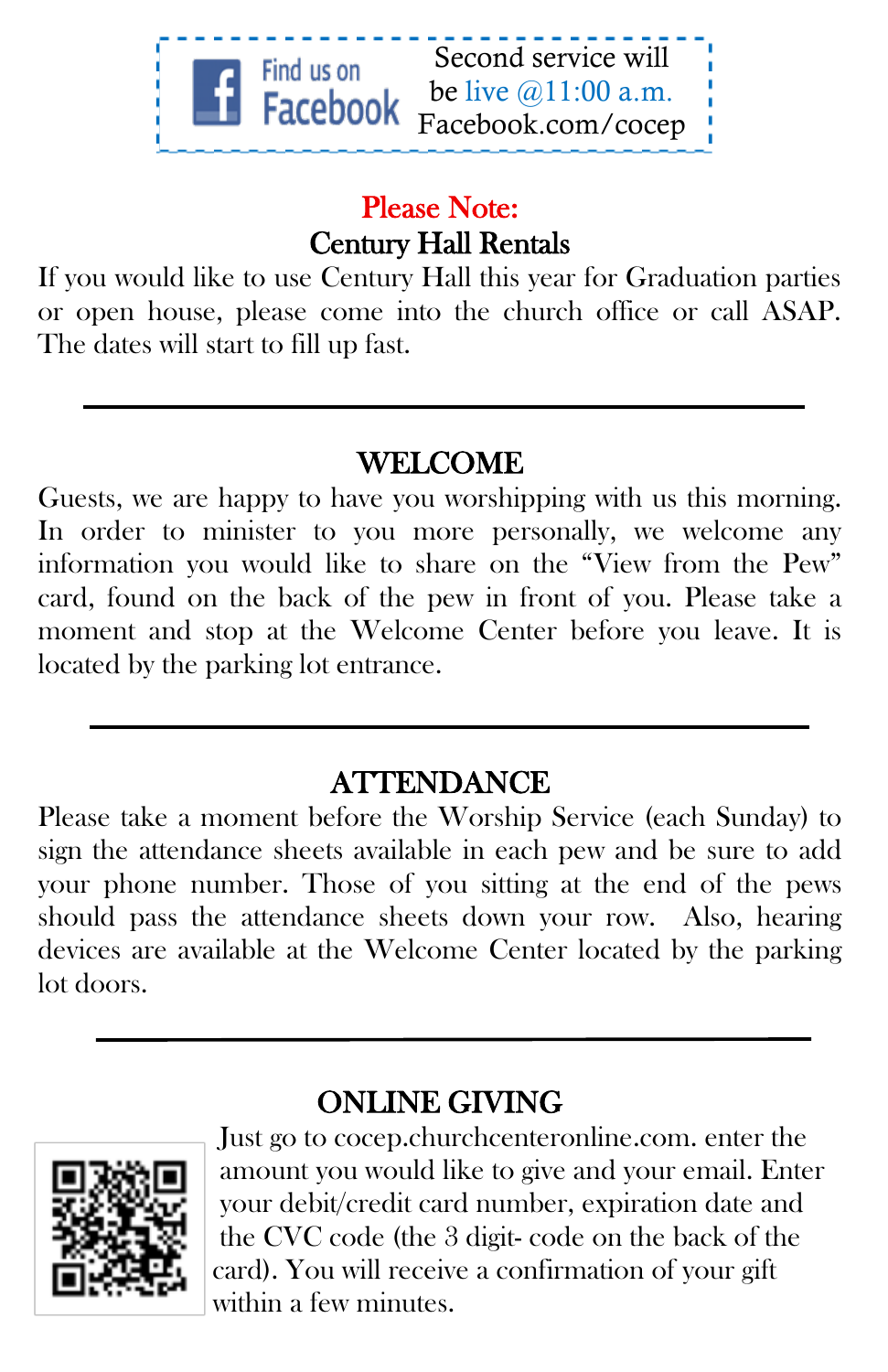Find us on Facebook

Second service will be live @11:00 a.m. Facebook.com/cocep

**Please Note:**

## Century Hall Rentals

If you would like to use Century Hall this year for Graduation parties or open house, please come into the church office or call ASAP. The dates will start to fill up fast.

---

## WELCOME

Guests, we are happy to have you worshipping with us this morning. In order to minister to you more personally, we welcome any information you would like to share on the "View from the Pew" card, found on the back of the pew in front of you. Please take a moment and stop at the Welcome Center before you leave. It is located by the parking lot entrance.

---

## ATTENDANCE

Please take a moment before the Worship Service (each Sunday) to sign the attendance sheets available in each pew and be sure to add your phone number. Those of you sitting at the end of the pews should pass the attendance sheets down your row. Also, hearing devices are available at the Welcome Center located by the parking lot doors.

---

## ONLINE GIVING

Just go to cocep.churchcenteronline.com. enter the amount you would like to give and your email. Enter your debit/credit card number, expiration date and the CVC code (the 3 digit- code on the back of the card). You will receive a confirmation of your gift within a few minutes.